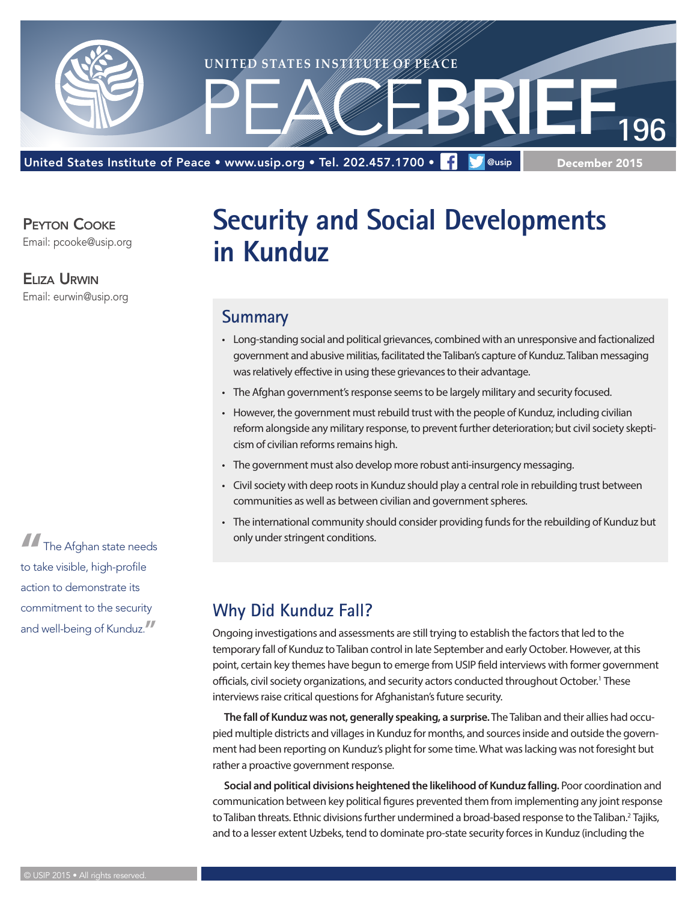UNITED STATES INSTITUTE OF PEACE

# PEACEBRIEF 196

United States Institute of Peace • www.usip.org • Tel. 202.457.1700 • @usip

December 2015

**Peyton Cooke**
Email: pcooke@usip.org

**Eliza Urwin**
Email: eurwin@usip.org

# Security and Social Developments in Kunduz

## Summary

- Long-standing social and political grievances, combined with an unresponsive and factionalized government and abusive militias, facilitated the Taliban's capture of Kunduz. Taliban messaging was relatively effective in using these grievances to their advantage.
- The Afghan government's response seems to be largely military and security focused.
- However, the government must rebuild trust with the people of Kunduz, including civilian reform alongside any military response, to prevent further deterioration; but civil society skepticism of civilian reforms remains high.
- The government must also develop more robust anti-insurgency messaging.
- Civil society with deep roots in Kunduz should play a central role in rebuilding trust between communities as well as between civilian and government spheres.
- The international community should consider providing funds for the rebuilding of Kunduz but only under stringent conditions.

> "The Afghan state needs to take visible, high-profile action to demonstrate its commitment to the security and well-being of Kunduz."

## Why Did Kunduz Fall?

Ongoing investigations and assessments are still trying to establish the factors that led to the temporary fall of Kunduz to Taliban control in late September and early October. However, at this point, certain key themes have begun to emerge from USIP field interviews with former government officials, civil society organizations, and security actors conducted throughout October.[1] These interviews raise critical questions for Afghanistan's future security.

**The fall of Kunduz was not, generally speaking, a surprise.** The Taliban and their allies had occupied multiple districts and villages in Kunduz for months, and sources inside and outside the government had been reporting on Kunduz's plight for some time. What was lacking was not foresight but rather a proactive government response.

**Social and political divisions heightened the likelihood of Kunduz falling.** Poor coordination and communication between key political figures prevented them from implementing any joint response to Taliban threats. Ethnic divisions further undermined a broad-based response to the Taliban.[2] Tajiks, and to a lesser extent Uzbeks, tend to dominate pro-state security forces in Kunduz (including the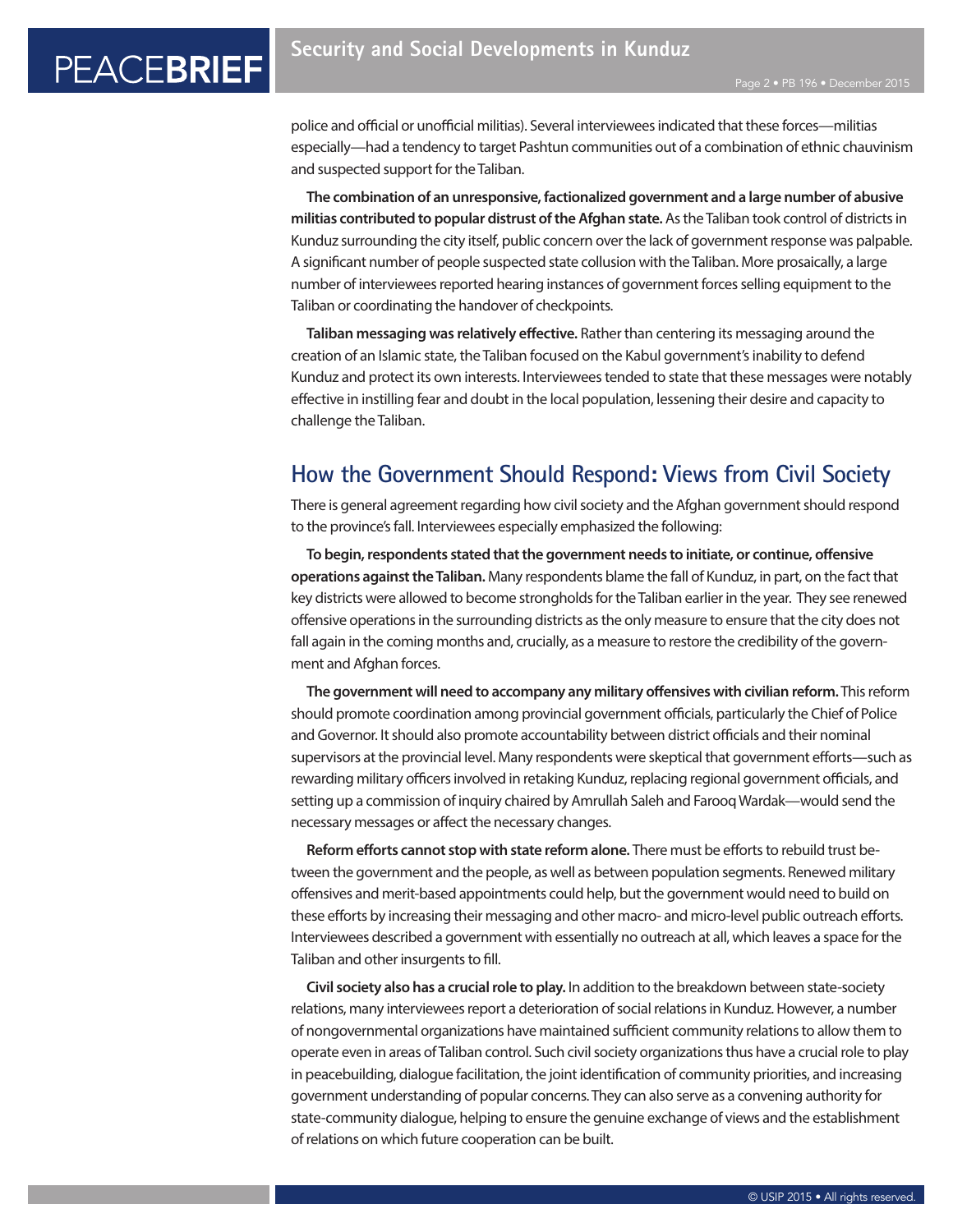police and official or unofficial militias). Several interviewees indicated that these forces—militias especially—had a tendency to target Pashtun communities out of a combination of ethnic chauvinism and suspected support for the Taliban.

**The combination of an unresponsive, factionalized government and a large number of abusive militias contributed to popular distrust of the Afghan state.** As the Taliban took control of districts in Kunduz surrounding the city itself, public concern over the lack of government response was palpable. A significant number of people suspected state collusion with the Taliban. More prosaically, a large number of interviewees reported hearing instances of government forces selling equipment to the Taliban or coordinating the handover of checkpoints.

**Taliban messaging was relatively effective.** Rather than centering its messaging around the creation of an Islamic state, the Taliban focused on the Kabul government's inability to defend Kunduz and protect its own interests. Interviewees tended to state that these messages were notably effective in instilling fear and doubt in the local population, lessening their desire and capacity to challenge the Taliban.

## How the Government Should Respond: Views from Civil Society

There is general agreement regarding how civil society and the Afghan government should respond to the province's fall. Interviewees especially emphasized the following:

**To begin, respondents stated that the government needs to initiate, or continue, offensive operations against the Taliban.** Many respondents blame the fall of Kunduz, in part, on the fact that key districts were allowed to become strongholds for the Taliban earlier in the year. They see renewed offensive operations in the surrounding districts as the only measure to ensure that the city does not fall again in the coming months and, crucially, as a measure to restore the credibility of the government and Afghan forces.

**The government will need to accompany any military offensives with civilian reform.** This reform should promote coordination among provincial government officials, particularly the Chief of Police and Governor. It should also promote accountability between district officials and their nominal supervisors at the provincial level. Many respondents were skeptical that government efforts—such as rewarding military officers involved in retaking Kunduz, replacing regional government officials, and setting up a commission of inquiry chaired by Amrullah Saleh and Farooq Wardak—would send the necessary messages or affect the necessary changes.

**Reform efforts cannot stop with state reform alone.** There must be efforts to rebuild trust between the government and the people, as well as between population segments. Renewed military offensives and merit-based appointments could help, but the government would need to build on these efforts by increasing their messaging and other macro- and micro-level public outreach efforts. Interviewees described a government with essentially no outreach at all, which leaves a space for the Taliban and other insurgents to fill.

**Civil society also has a crucial role to play.** In addition to the breakdown between state-society relations, many interviewees report a deterioration of social relations in Kunduz. However, a number of nongovernmental organizations have maintained sufficient community relations to allow them to operate even in areas of Taliban control. Such civil society organizations thus have a crucial role to play in peacebuilding, dialogue facilitation, the joint identification of community priorities, and increasing government understanding of popular concerns. They can also serve as a convening authority for state-community dialogue, helping to ensure the genuine exchange of views and the establishment of relations on which future cooperation can be built.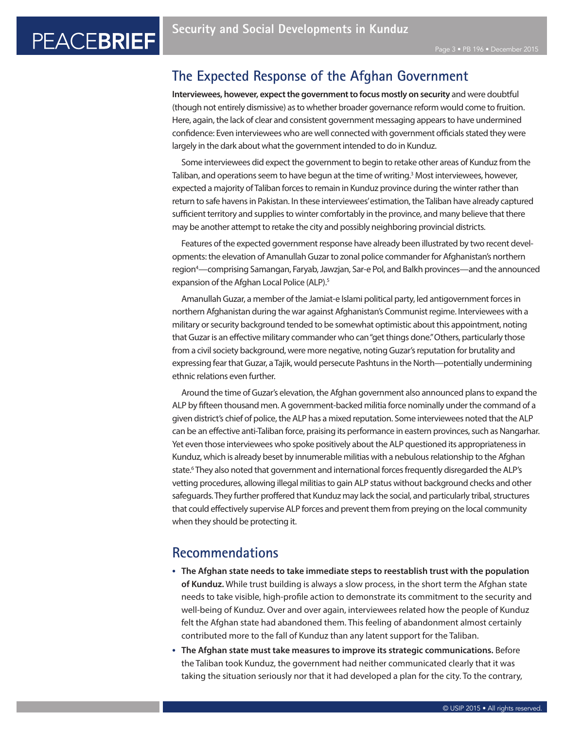## The Expected Response of the Afghan Government

**Interviewees, however, expect the government to focus mostly on security** and were doubtful (though not entirely dismissive) as to whether broader governance reform would come to fruition. Here, again, the lack of clear and consistent government messaging appears to have undermined confidence: Even interviewees who are well connected with government officials stated they were largely in the dark about what the government intended to do in Kunduz.

Some interviewees did expect the government to begin to retake other areas of Kunduz from the Taliban, and operations seem to have begun at the time of writing.[3] Most interviewees, however, expected a majority of Taliban forces to remain in Kunduz province during the winter rather than return to safe havens in Pakistan. In these interviewees' estimation, the Taliban have already captured sufficient territory and supplies to winter comfortably in the province, and many believe that there may be another attempt to retake the city and possibly neighboring provincial districts.

Features of the expected government response have already been illustrated by two recent developments: the elevation of Amanullah Guzar to zonal police commander for Afghanistan's northern region[4]—comprising Samangan, Faryab, Jawzjan, Sar-e Pol, and Balkh provinces—and the announced expansion of the Afghan Local Police (ALP).[5]

Amanullah Guzar, a member of the Jamiat-e Islami political party, led antigovernment forces in northern Afghanistan during the war against Afghanistan's Communist regime. Interviewees with a military or security background tended to be somewhat optimistic about this appointment, noting that Guzar is an effective military commander who can "get things done." Others, particularly those from a civil society background, were more negative, noting Guzar's reputation for brutality and expressing fear that Guzar, a Tajik, would persecute Pashtuns in the North—potentially undermining ethnic relations even further.

Around the time of Guzar's elevation, the Afghan government also announced plans to expand the ALP by fifteen thousand men. A government-backed militia force nominally under the command of a given district's chief of police, the ALP has a mixed reputation. Some interviewees noted that the ALP can be an effective anti-Taliban force, praising its performance in eastern provinces, such as Nangarhar. Yet even those interviewees who spoke positively about the ALP questioned its appropriateness in Kunduz, which is already beset by innumerable militias with a nebulous relationship to the Afghan state.[6] They also noted that government and international forces frequently disregarded the ALP's vetting procedures, allowing illegal militias to gain ALP status without background checks and other safeguards. They further proffered that Kunduz may lack the social, and particularly tribal, structures that could effectively supervise ALP forces and prevent them from preying on the local community when they should be protecting it.

## Recommendations

- **The Afghan state needs to take immediate steps to reestablish trust with the population of Kunduz.** While trust building is always a slow process, in the short term the Afghan state needs to take visible, high-profile action to demonstrate its commitment to the security and well-being of Kunduz. Over and over again, interviewees related how the people of Kunduz felt the Afghan state had abandoned them. This feeling of abandonment almost certainly contributed more to the fall of Kunduz than any latent support for the Taliban.
- **The Afghan state must take measures to improve its strategic communications.** Before the Taliban took Kunduz, the government had neither communicated clearly that it was taking the situation seriously nor that it had developed a plan for the city. To the contrary,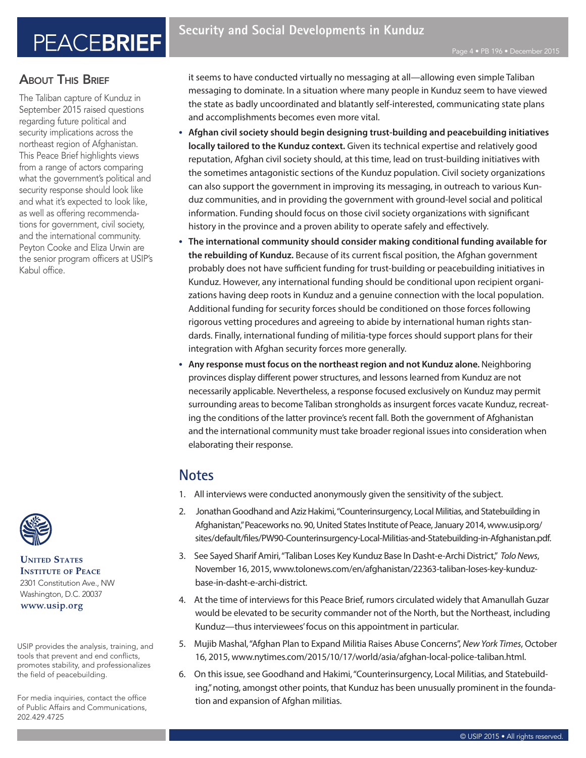## About This Brief

The Taliban capture of Kunduz in September 2015 raised questions regarding future political and security implications across the northeast region of Afghanistan. This Peace Brief highlights views from a range of actors comparing what the government's political and security response should look like and what it's expected to look like, as well as offering recommendations for government, civil society, and the international community. Peyton Cooke and Eliza Urwin are the senior program officers at USIP's Kabul office.

it seems to have conducted virtually no messaging at all—allowing even simple Taliban messaging to dominate. In a situation where many people in Kunduz seem to have viewed the state as badly uncoordinated and blatantly self-interested, communicating state plans and accomplishments becomes even more vital.

- **Afghan civil society should begin designing trust-building and peacebuilding initiatives locally tailored to the Kunduz context.** Given its technical expertise and relatively good reputation, Afghan civil society should, at this time, lead on trust-building initiatives with the sometimes antagonistic sections of the Kunduz population. Civil society organizations can also support the government in improving its messaging, in outreach to various Kunduz communities, and in providing the government with ground-level social and political information. Funding should focus on those civil society organizations with significant history in the province and a proven ability to operate safely and effectively.
- **The international community should consider making conditional funding available for the rebuilding of Kunduz.** Because of its current fiscal position, the Afghan government probably does not have sufficient funding for trust-building or peacebuilding initiatives in Kunduz. However, any international funding should be conditional upon recipient organizations having deep roots in Kunduz and a genuine connection with the local population. Additional funding for security forces should be conditioned on those forces following rigorous vetting procedures and agreeing to abide by international human rights standards. Finally, international funding of militia-type forces should support plans for their integration with Afghan security forces more generally.
- **Any response must focus on the northeast region and not Kunduz alone.** Neighboring provinces display different power structures, and lessons learned from Kunduz are not necessarily applicable. Nevertheless, a response focused exclusively on Kunduz may permit surrounding areas to become Taliban strongholds as insurgent forces vacate Kunduz, recreating the conditions of the latter province's recent fall. Both the government of Afghanistan and the international community must take broader regional issues into consideration when elaborating their response.

## Notes

1. All interviews were conducted anonymously given the sensitivity of the subject.
2. Jonathan Goodhand and Aziz Hakimi, "Counterinsurgency, Local Militias, and Statebuilding in Afghanistan," Peaceworks no. 90, United States Institute of Peace, January 2014, www.usip.org/sites/default/files/PW90-Counterinsurgency-Local-Militias-and-Statebuilding-in-Afghanistan.pdf.
3. See Sayed Sharif Amiri, "Taliban Loses Key Kunduz Base In Dasht-e-Archi District," *Tolo News*, November 16, 2015, www.tolonews.com/en/afghanistan/22363-taliban-loses-key-kunduz-base-in-dasht-e-archi-district.
4. At the time of interviews for this Peace Brief, rumors circulated widely that Amanullah Guzar would be elevated to be security commander not of the North, but the Northeast, including Kunduz—thus interviewees' focus on this appointment in particular.
5. Mujib Mashal, "Afghan Plan to Expand Militia Raises Abuse Concerns", *New York Times*, October 16, 2015, www.nytimes.com/2015/10/17/world/asia/afghan-local-police-taliban.html.
6. On this issue, see Goodhand and Hakimi, "Counterinsurgency, Local Militias, and Statebuilding," noting, amongst other points, that Kunduz has been unusually prominent in the foundation and expansion of Afghan militias.

**United States Institute of Peace**
2301 Constitution Ave., NW
Washington, D.C. 20037
www.usip.org

USIP provides the analysis, training, and tools that prevent and end conflicts, promotes stability, and professionalizes the field of peacebuilding.

For media inquiries, contact the office of Public Affairs and Communications, 202.429.4725

© USIP 2015 • All rights reserved.